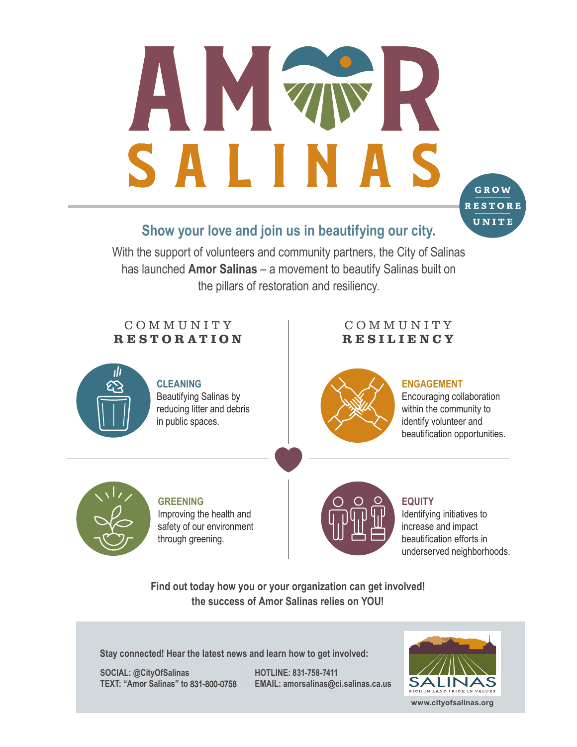# AMOR SALINAS

GROW
RESTORE
UNITE

## Show your love and join us in beautifying our city.

With the support of volunteers and community partners, the City of Salinas has launched **Amor Salinas** – a movement to beautify Salinas built on the pillars of restoration and resiliency.

## COMMUNITY RESTORATION

### CLEANING

Beautifying Salinas by reducing litter and debris in public spaces.

### GREENING

Improving the health and safety of our environment through greening.

## COMMUNITY RESILIENCY

### ENGAGEMENT

Encouraging collaboration within the community to identify volunteer and beautification opportunities.

### EQUITY

Identifying initiatives to increase and impact beautification efforts in underserved neighborhoods.

**Find out today how you or your organization can get involved!**
**the success of Amor Salinas relies on YOU!**

**Stay connected! Hear the latest news and learn how to get involved:**

**SOCIAL: @CityOfSalinas**
**TEXT: "Amor Salinas" to 831-800-0758**

**HOTLINE: 831-758-7411**
**EMAIL: amorsalinas@ci.salinas.ca.us**

SALINAS
RICH IN LAND | RICH IN VALUES

**www.cityofsalinas.org**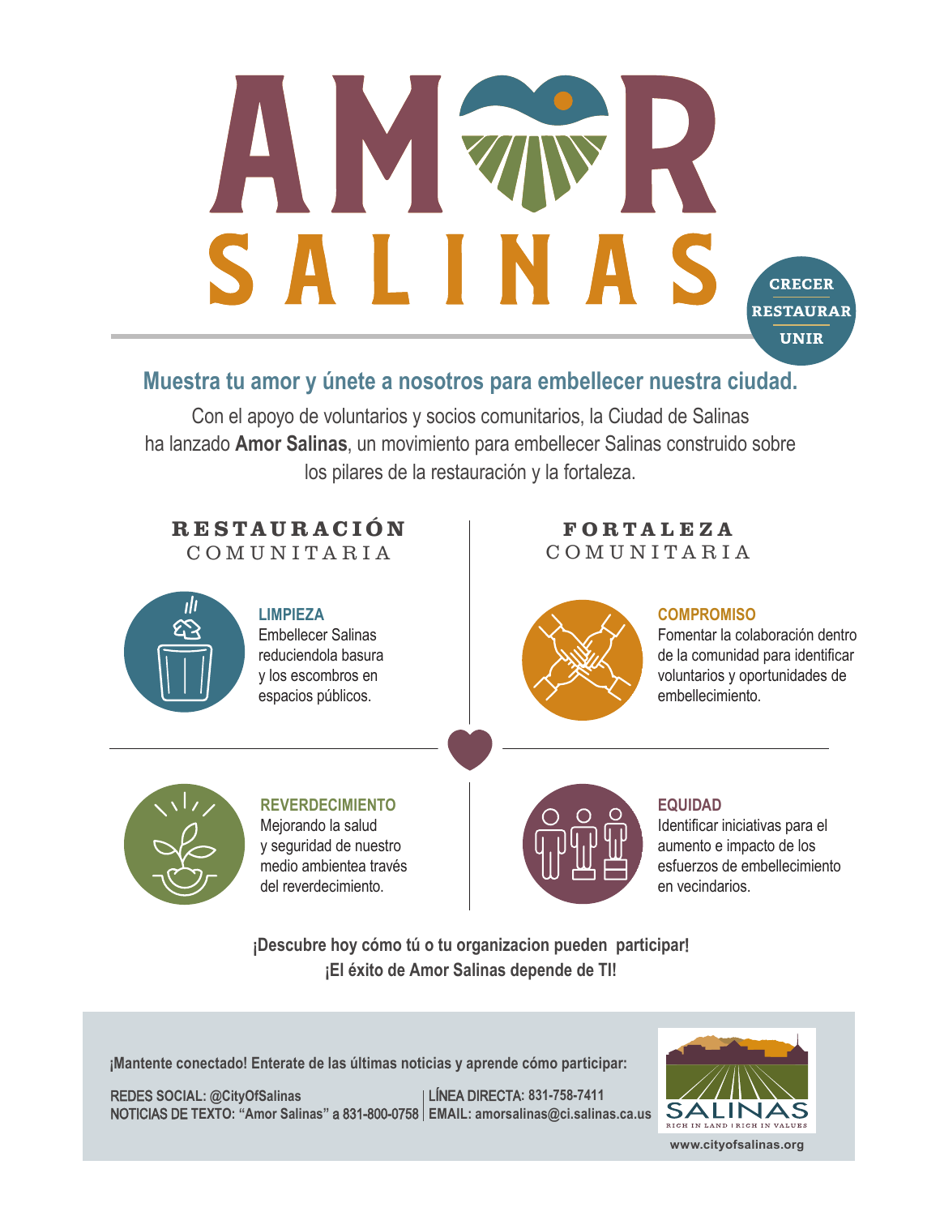# AMOR SALINAS

CRECER
RESTAURAR
UNIR

## Muestra tu amor y únete a nosotros para embellecer nuestra ciudad.

Con el apoyo de voluntarios y socios comunitarios, la Ciudad de Salinas ha lanzado **Amor Salinas**, un movimiento para embellecer Salinas construido sobre los pilares de la restauración y la fortaleza.

### RESTAURACIÓN COMUNITARIA

**LIMPIEZA**
Embellecer Salinas reduciendola basura y los escombros en espacios públicos.

**REVERDECIMIENTO**
Mejorando la salud y seguridad de nuestro medio ambientea través del reverdecimiento.

### FORTALEZA COMUNITARIA

**COMPROMISO**
Fomentar la colaboración dentro de la comunidad para identificar voluntarios y oportunidades de embellecimiento.

**EQUIDAD**
Identificar iniciativas para el aumento e impacto de los esfuerzos de embellecimiento en vecindarios.

**¡Descubre hoy cómo tú o tu organizacion pueden participar!**
**¡El éxito de Amor Salinas depende de TI!**

**¡Mantente conectado! Enterate de las últimas noticias y aprende cómo participar:**

**REDES SOCIAL: @CityOfSalinas**
**NOTICIAS DE TEXTO: "Amor Salinas" a 831-800-0758**
**LÍNEA DIRECTA: 831-758-7411**
**EMAIL: amorsalinas@ci.salinas.ca.us**

SALINAS
RICH IN LAND | RICH IN VALUES

www.cityofsalinas.org